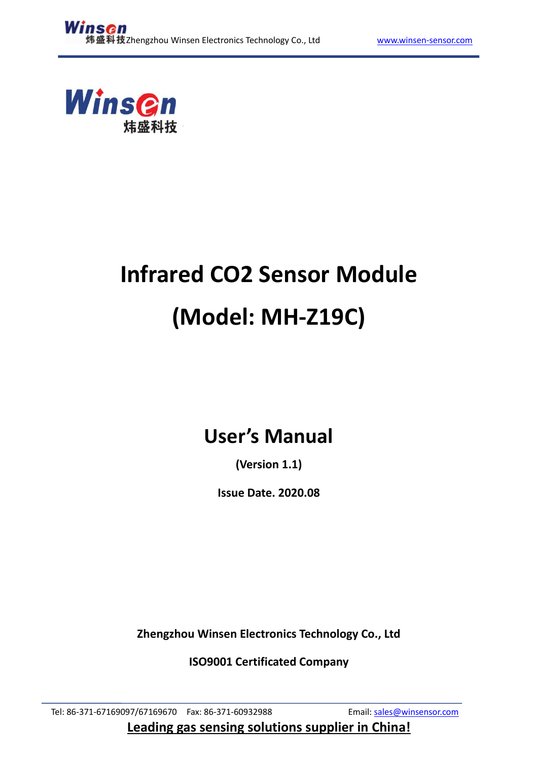Winsen
炜盛科技

# Infrared CO2 Sensor Module

# (Model: MH-Z19C)

## User's Manual

**(Version 1.1)**

**Issue Date. 2020.08**

**Zhengzhou Winsen Electronics Technology Co., Ltd**

**ISO9001 Certificated Company**

Tel: 86-371-67169097/67169670 Fax: 86-371-60932988 Email: sales@winsensor.com

**Leading gas sensing solutions supplier in China!**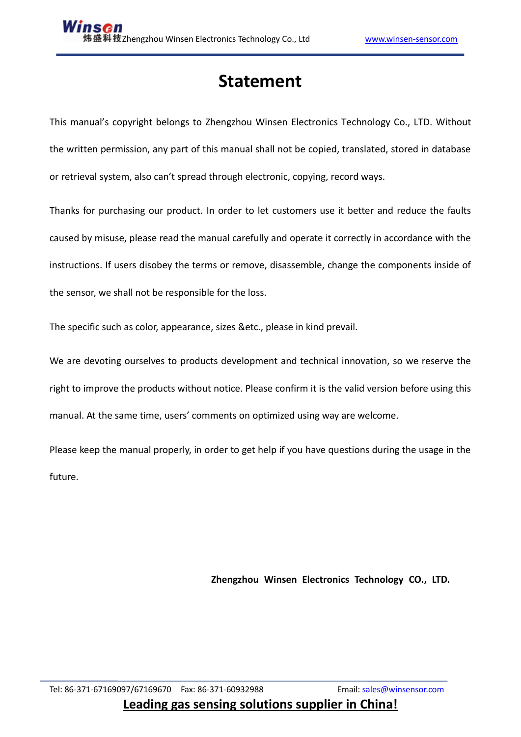# Statement

This manual's copyright belongs to Zhengzhou Winsen Electronics Technology Co., LTD. Without the written permission, any part of this manual shall not be copied, translated, stored in database or retrieval system, also can't spread through electronic, copying, record ways.

Thanks for purchasing our product. In order to let customers use it better and reduce the faults caused by misuse, please read the manual carefully and operate it correctly in accordance with the instructions. If users disobey the terms or remove, disassemble, change the components inside of the sensor, we shall not be responsible for the loss.

The specific such as color, appearance, sizes &etc., please in kind prevail.

We are devoting ourselves to products development and technical innovation, so we reserve the right to improve the products without notice. Please confirm it is the valid version before using this manual. At the same time, users' comments on optimized using way are welcome.

Please keep the manual properly, in order to get help if you have questions during the usage in the future.

**Zhengzhou Winsen Electronics Technology CO., LTD.**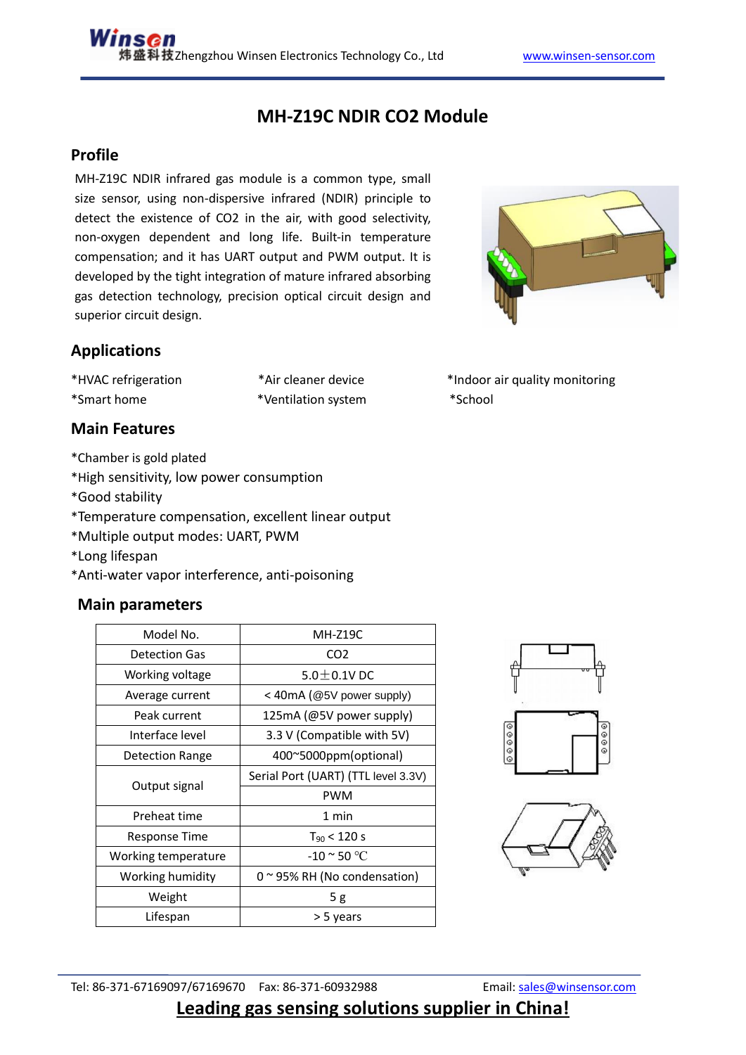# MH-Z19C NDIR CO2 Module

## Profile

MH-Z19C NDIR infrared gas module is a common type, small size sensor, using non-dispersive infrared (NDIR) principle to detect the existence of CO2 in the air, with good selectivity, non-oxygen dependent and long life. Built-in temperature compensation; and it has UART output and PWM output. It is developed by the tight integration of mature infrared absorbing gas detection technology, precision optical circuit design and superior circuit design.

## Applications

*HVAC refrigeration
*Air cleaner device
*Indoor air quality monitoring
*Smart home
*Ventilation system
*School

## Main Features

*Chamber is gold plated
*High sensitivity, low power consumption
*Good stability
*Temperature compensation, excellent linear output
*Multiple output modes: UART, PWM
*Long lifespan
*Anti-water vapor interference, anti-poisoning

## Main parameters

| Model No. | MH-Z19C |
|---|---|
| Detection Gas | CO2 |
| Working voltage | 5.0±0.1V DC |
| Average current | < 40mA (@5V power supply) |
| Peak current | 125mA (@5V power supply) |
| Interface level | 3.3 V (Compatible with 5V) |
| Detection Range | 400~5000ppm(optional) |
| Output signal | Serial Port (UART) (TTL level 3.3V) |
| | PWM |
| Preheat time | 1 min |
| Response Time | $T_{90}$ < 120 s |
| Working temperature | -10 ~ 50 ℃ |
| Working humidity | 0 ~ 95% RH (No condensation) |
| Weight | 5 g |
| Lifespan | > 5 years |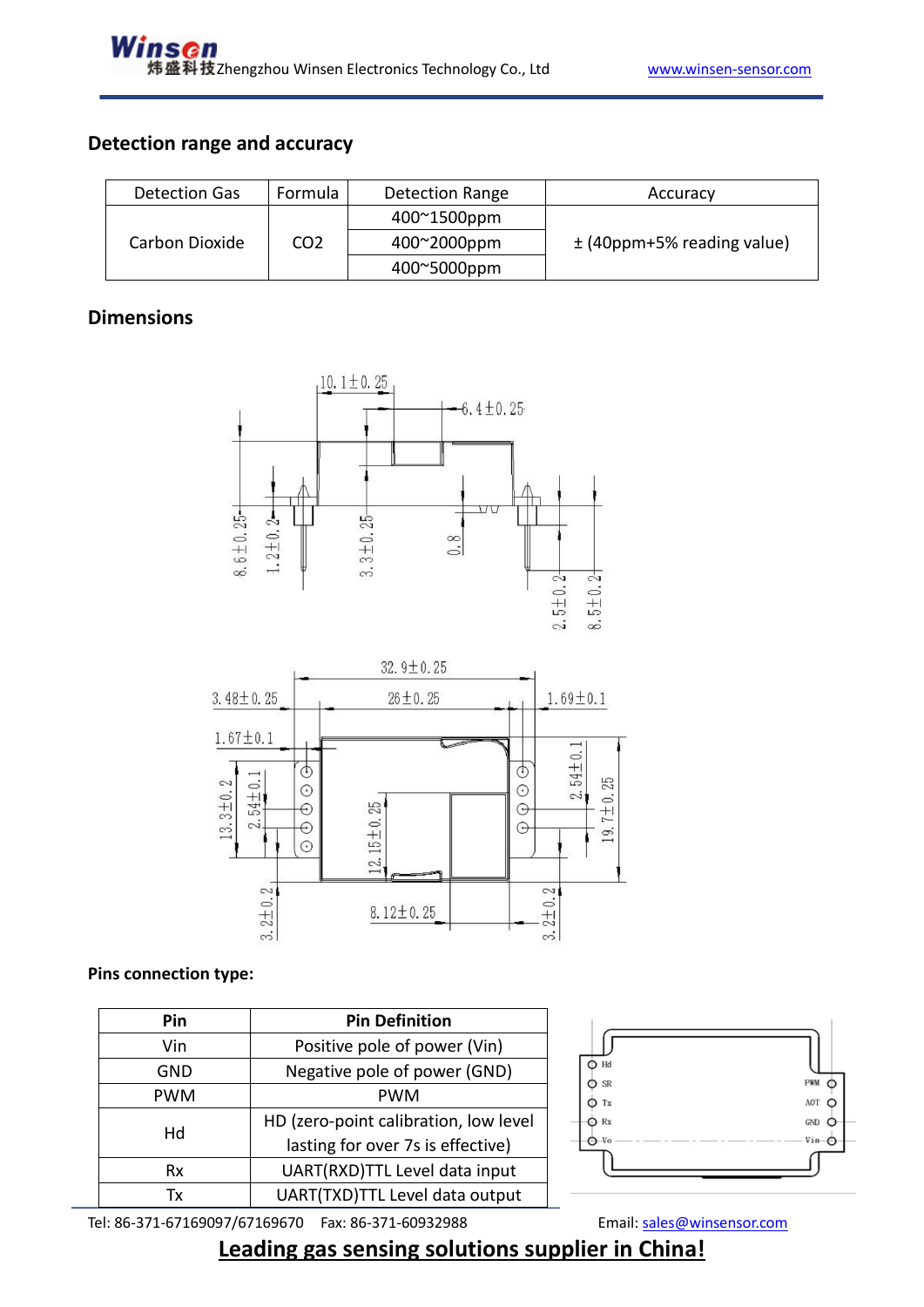## Detection range and accuracy

| Detection Gas | Formula | Detection Range | Accuracy |
|---|---|---|---|
| Carbon Dioxide | $CO_2$ | 400~1500ppm | ± (40ppm+5% reading value) |
| | | 400~2000ppm | |
| | | 400~5000ppm | |

## Dimensions

**Pins connection type:**

| Pin | Pin Definition |
|---|---|
| Vin | Positive pole of power (Vin) |
| GND | Negative pole of power (GND) |
| PWM | PWM |
| Hd | HD (zero-point calibration, low level lasting for over 7s is effective) |
| Rx | UART(RXD)TTL Level data input |
| Tx | UART(TXD)TTL Level data output |

Tel: 86-371-67169097/67169670 Fax: 86-371-60932988 Email: sales@winsensor.com

**Leading gas sensing solutions supplier in China!**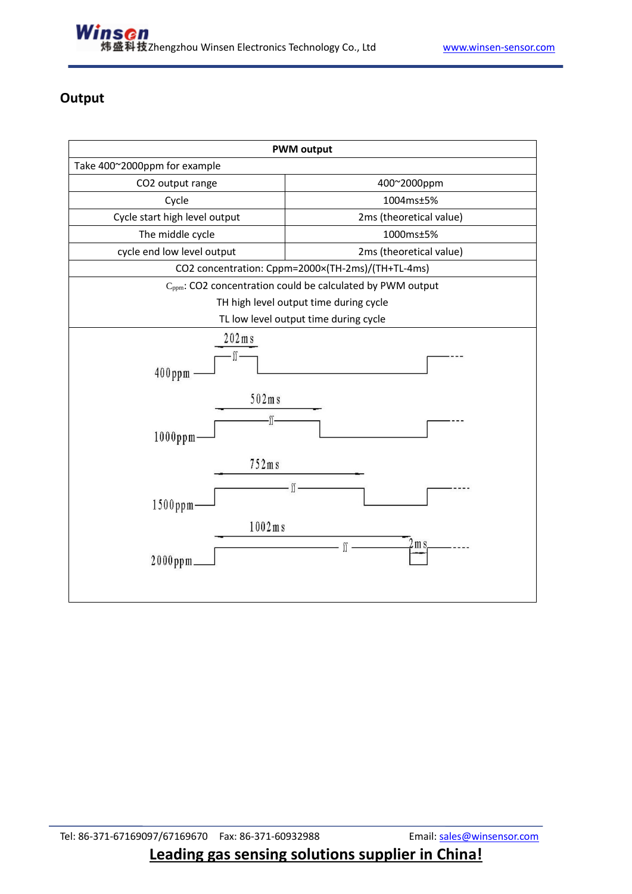## Output

| PWM output | |
|---|---|
| Take 400~2000ppm for example | |
| $CO_2$ output range | 400~2000ppm |
| Cycle | 1004ms±5% |
| Cycle start high level output | 2ms (theoretical value) |
| The middle cycle | 1000ms±5% |
| cycle end low level output | 2ms (theoretical value) |
| $CO_2$ concentration: $C_{ppm}=2000\times(TH-2ms)/(TH+TL-4ms)$ | |
| $C_{ppm}$: $CO_2$ concentration could be calculated by PWM output<br>TH high level output time during cycle<br>TL low level output time during cycle | |

400ppm — 202ms

1000ppm — 502ms

1500ppm — 752ms

2000ppm — 1002ms, 2ms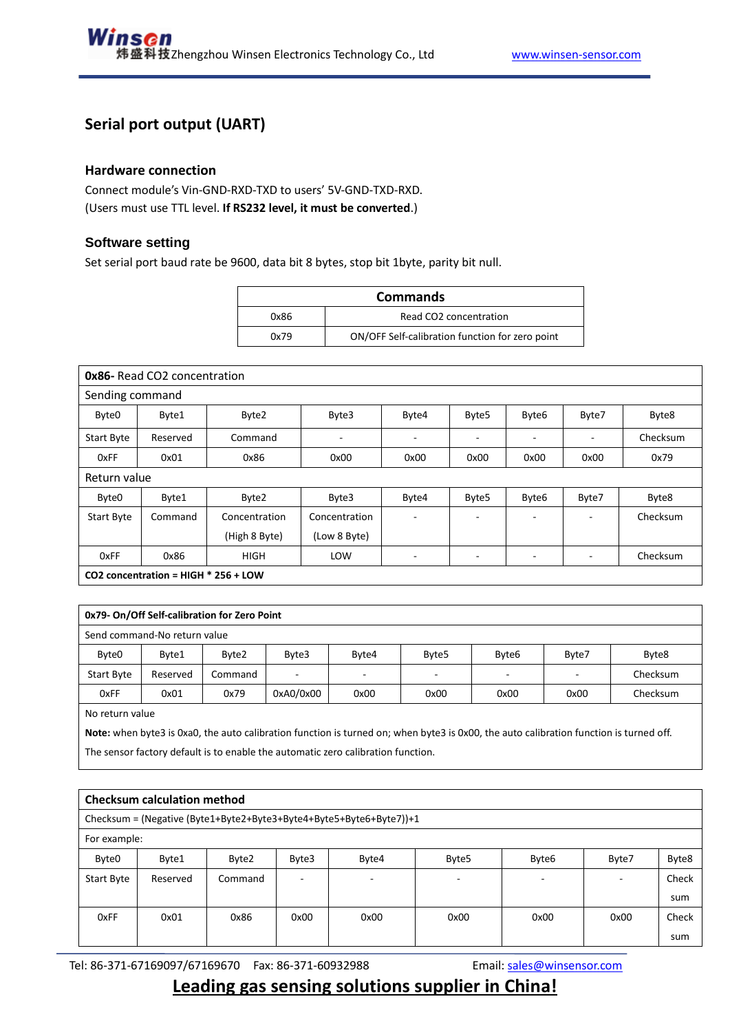## Serial port output (UART)

### Hardware connection

Connect module's Vin-GND-RXD-TXD to users' 5V-GND-TXD-RXD.
(Users must use TTL level. **If RS232 level, it must be converted**.)

### Software setting

Set serial port baud rate be 9600, data bit 8 bytes, stop bit 1byte, parity bit null.

| Commands | |
|---|---|
| 0x86 | Read CO2 concentration |
| 0x79 | ON/OFF Self-calibration function for zero point |

**0x86-** Read CO2 concentration

Sending command

| Byte0 | Byte1 | Byte2 | Byte3 | Byte4 | Byte5 | Byte6 | Byte7 | Byte8 |
|---|---|---|---|---|---|---|---|---|
| Start Byte | Reserved | Command | - | - | - | - | - | Checksum |
| 0xFF | 0x01 | 0x86 | 0x00 | 0x00 | 0x00 | 0x00 | 0x00 | 0x79 |

Return value

| Byte0 | Byte1 | Byte2 | Byte3 | Byte4 | Byte5 | Byte6 | Byte7 | Byte8 |
|---|---|---|---|---|---|---|---|---|
| Start Byte | Command | Concentration (High 8 Byte) | Concentration (Low 8 Byte) | - | - | - | - | Checksum |
| 0xFF | 0x86 | HIGH | LOW | - | - | - | - | Checksum |

**CO2 concentration = HIGH * 256 + LOW**

**0x79- On/Off Self-calibration for Zero Point**

Send command-No return value

| Byte0 | Byte1 | Byte2 | Byte3 | Byte4 | Byte5 | Byte6 | Byte7 | Byte8 |
|---|---|---|---|---|---|---|---|---|
| Start Byte | Reserved | Command | - | - | - | - | - | Checksum |
| 0xFF | 0x01 | 0x79 | 0xA0/0x00 | 0x00 | 0x00 | 0x00 | 0x00 | Checksum |

No return value

**Note:** when byte3 is 0xa0, the auto calibration function is turned on; when byte3 is 0x00, the auto calibration function is turned off.

The sensor factory default is to enable the automatic zero calibration function.

**Checksum calculation method**

Checksum = (Negative (Byte1+Byte2+Byte3+Byte4+Byte5+Byte6+Byte7))+1

For example:

| Byte0 | Byte1 | Byte2 | Byte3 | Byte4 | Byte5 | Byte6 | Byte7 | Byte8 |
|---|---|---|---|---|---|---|---|---|
| Start Byte | Reserved | Command | - | - | - | - | - | Check sum |
| 0xFF | 0x01 | 0x86 | 0x00 | 0x00 | 0x00 | 0x00 | 0x00 | Check sum |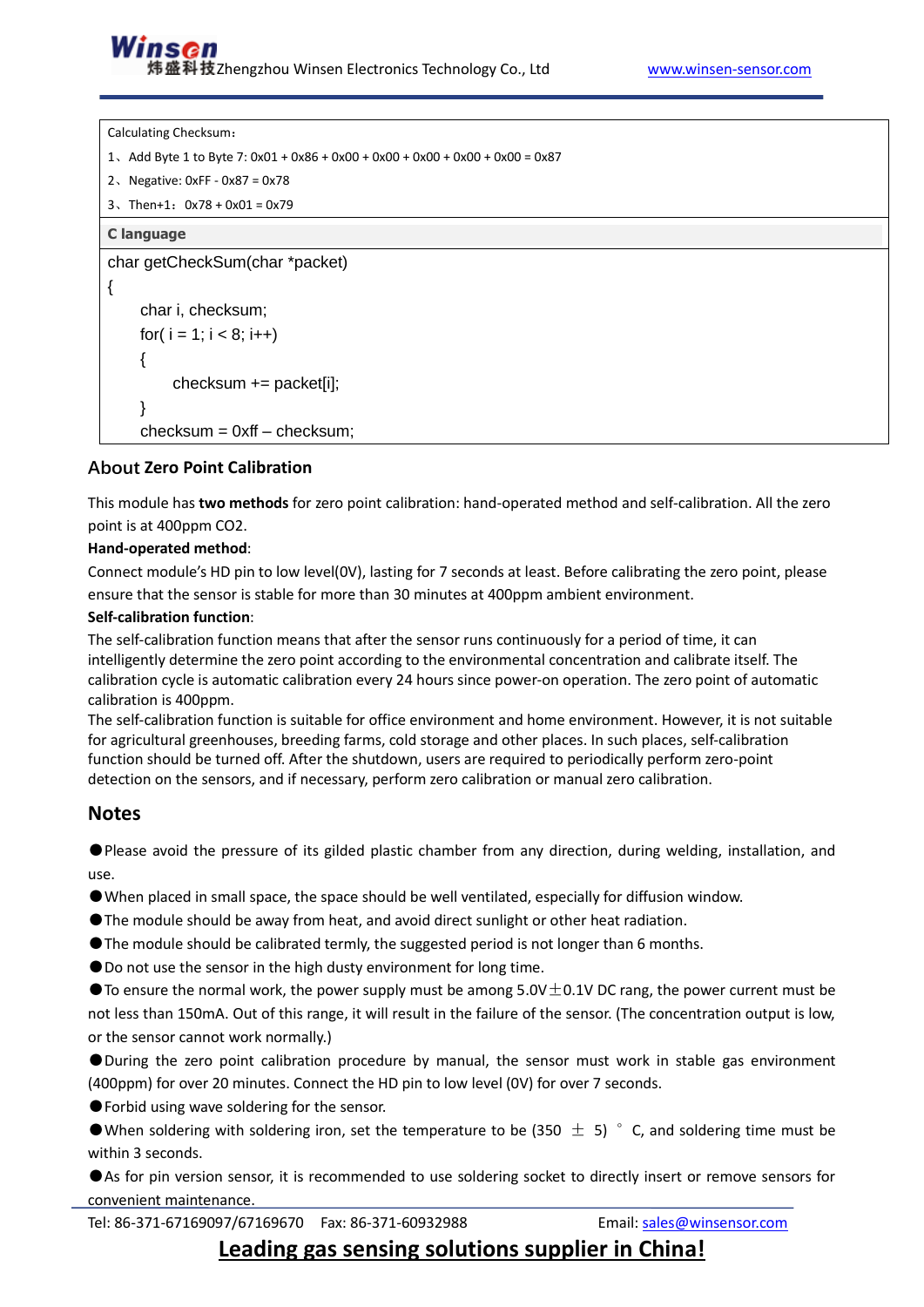Calculating Checksum：

1、Add Byte 1 to Byte 7: 0x01 + 0x86 + 0x00 + 0x00 + 0x00 + 0x00 + 0x00 = 0x87

2、Negative: 0xFF - 0x87 = 0x78

3、Then+1：0x78 + 0x01 = 0x79

**C language**

```
char getCheckSum(char *packet)
{
    char i, checksum;
    for( i = 1; i < 8; i++)
    {
        checksum += packet[i];
    }
    checksum = 0xff – checksum;
```

## About Zero Point Calibration

This module has **two methods** for zero point calibration: hand-operated method and self-calibration. All the zero point is at 400ppm $CO_2$.

**Hand-operated method**:

Connect module's HD pin to low level(0V), lasting for 7 seconds at least. Before calibrating the zero point, please ensure that the sensor is stable for more than 30 minutes at 400ppm ambient environment.

**Self-calibration function**:

The self-calibration function means that after the sensor runs continuously for a period of time, it can intelligently determine the zero point according to the environmental concentration and calibrate itself. The calibration cycle is automatic calibration every 24 hours since power-on operation. The zero point of automatic calibration is 400ppm.

The self-calibration function is suitable for office environment and home environment. However, it is not suitable for agricultural greenhouses, breeding farms, cold storage and other places. In such places, self-calibration function should be turned off. After the shutdown, users are required to periodically perform zero-point detection on the sensors, and if necessary, perform zero calibration or manual zero calibration.

## Notes

●Please avoid the pressure of its gilded plastic chamber from any direction, during welding, installation, and use.

●When placed in small space, the space should be well ventilated, especially for diffusion window.

●The module should be away from heat, and avoid direct sunlight or other heat radiation.

●The module should be calibrated termly, the suggested period is not longer than 6 months.

●Do not use the sensor in the high dusty environment for long time.

●To ensure the normal work, the power supply must be among 5.0V±0.1V DC rang, the power current must be not less than 150mA. Out of this range, it will result in the failure of the sensor. (The concentration output is low, or the sensor cannot work normally.)

●During the zero point calibration procedure by manual, the sensor must work in stable gas environment (400ppm) for over 20 minutes. Connect the HD pin to low level (0V) for over 7 seconds.

●Forbid using wave soldering for the sensor.

●When soldering with soldering iron, set the temperature to be (350 ± 5) ° C, and soldering time must be within 3 seconds.

●As for pin version sensor, it is recommended to use soldering socket to directly insert or remove sensors for convenient maintenance.